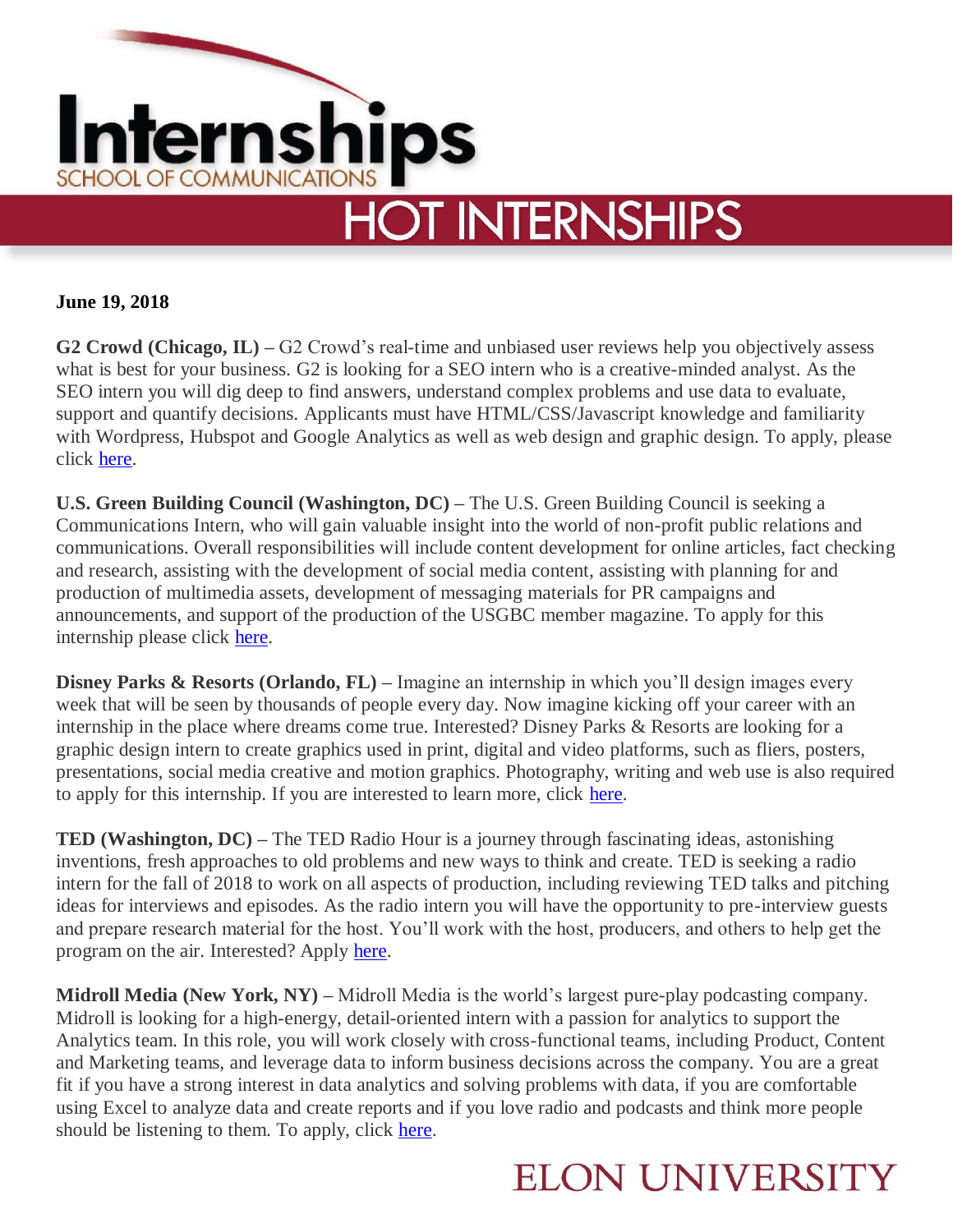# Internships

SCHOOL OF COMMUNICATIONS

## HOT INTERNSHIPS

**June 19, 2018**

**G2 Crowd (Chicago, IL) –** G2 Crowd's real-time and unbiased user reviews help you objectively assess what is best for your business. G2 is looking for a SEO intern who is a creative-minded analyst. As the SEO intern you will dig deep to find answers, understand complex problems and use data to evaluate, support and quantify decisions. Applicants must have HTML/CSS/Javascript knowledge and familiarity with Wordpress, Hubspot and Google Analytics as well as web design and graphic design. To apply, please click here.

**U.S. Green Building Council (Washington, DC) –** The U.S. Green Building Council is seeking a Communications Intern, who will gain valuable insight into the world of non-profit public relations and communications. Overall responsibilities will include content development for online articles, fact checking and research, assisting with the development of social media content, assisting with planning for and production of multimedia assets, development of messaging materials for PR campaigns and announcements, and support of the production of the USGBC member magazine. To apply for this internship please click here.

**Disney Parks & Resorts (Orlando, FL) –** Imagine an internship in which you'll design images every week that will be seen by thousands of people every day. Now imagine kicking off your career with an internship in the place where dreams come true. Interested? Disney Parks & Resorts are looking for a graphic design intern to create graphics used in print, digital and video platforms, such as fliers, posters, presentations, social media creative and motion graphics. Photography, writing and web use is also required to apply for this internship. If you are interested to learn more, click here.

**TED (Washington, DC) –** The TED Radio Hour is a journey through fascinating ideas, astonishing inventions, fresh approaches to old problems and new ways to think and create. TED is seeking a radio intern for the fall of 2018 to work on all aspects of production, including reviewing TED talks and pitching ideas for interviews and episodes. As the radio intern you will have the opportunity to pre-interview guests and prepare research material for the host. You'll work with the host, producers, and others to help get the program on the air. Interested? Apply here.

**Midroll Media (New York, NY) –** Midroll Media is the world's largest pure-play podcasting company. Midroll is looking for a high-energy, detail-oriented intern with a passion for analytics to support the Analytics team. In this role, you will work closely with cross-functional teams, including Product, Content and Marketing teams, and leverage data to inform business decisions across the company. You are a great fit if you have a strong interest in data analytics and solving problems with data, if you are comfortable using Excel to analyze data and create reports and if you love radio and podcasts and think more people should be listening to them. To apply, click here.

ELON UNIVERSITY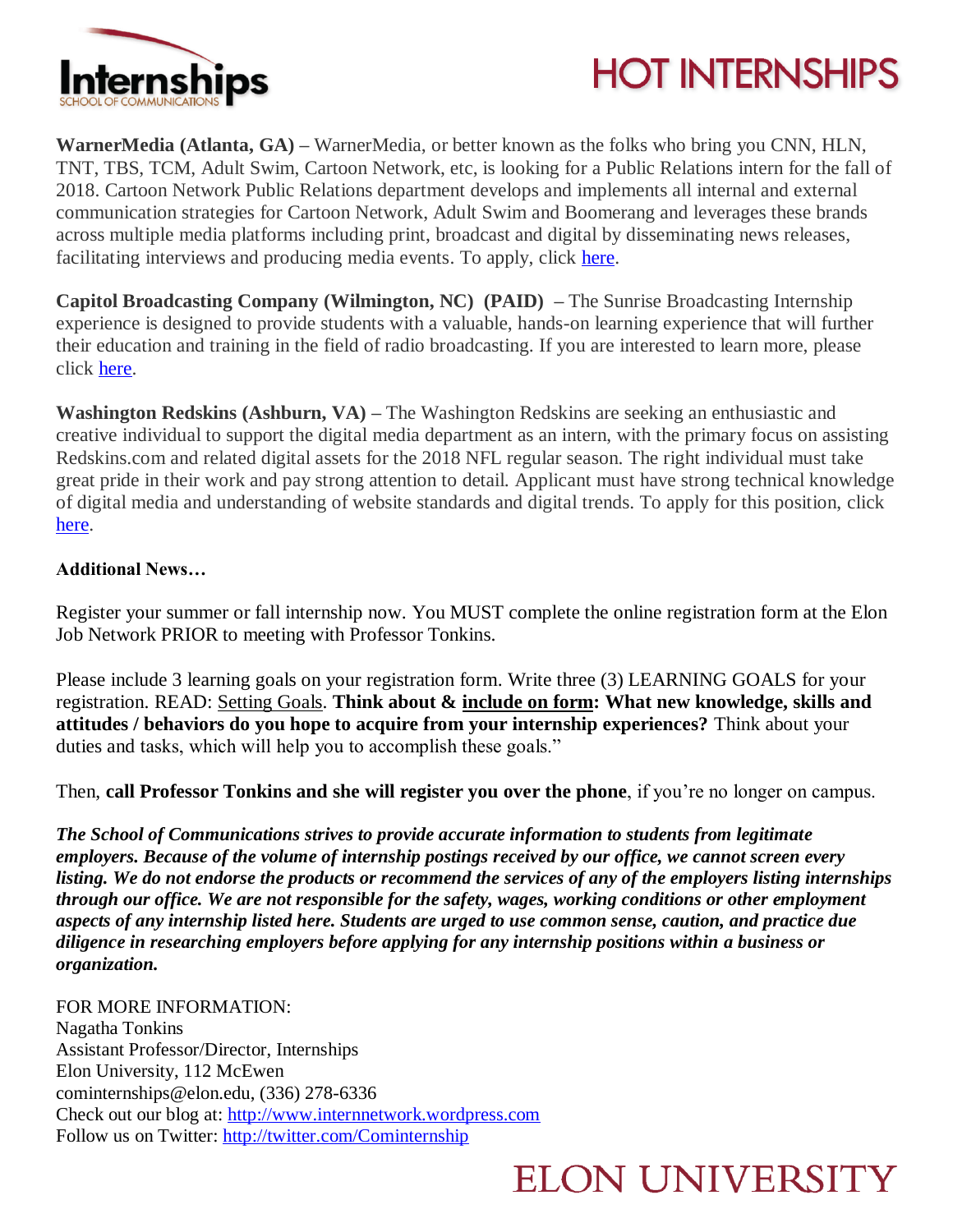**WarnerMedia (Atlanta, GA) –** WarnerMedia, or better known as the folks who bring you CNN, HLN, TNT, TBS, TCM, Adult Swim, Cartoon Network, etc, is looking for a Public Relations intern for the fall of 2018. Cartoon Network Public Relations department develops and implements all internal and external communication strategies for Cartoon Network, Adult Swim and Boomerang and leverages these brands across multiple media platforms including print, broadcast and digital by disseminating news releases, facilitating interviews and producing media events. To apply, click here.

**Capitol Broadcasting Company (Wilmington, NC) (PAID) –** The Sunrise Broadcasting Internship experience is designed to provide students with a valuable, hands-on learning experience that will further their education and training in the field of radio broadcasting. If you are interested to learn more, please click here.

**Washington Redskins (Ashburn, VA) –** The Washington Redskins are seeking an enthusiastic and creative individual to support the digital media department as an intern, with the primary focus on assisting Redskins.com and related digital assets for the 2018 NFL regular season. The right individual must take great pride in their work and pay strong attention to detail. Applicant must have strong technical knowledge of digital media and understanding of website standards and digital trends. To apply for this position, click here.

**Additional News…**

Register your summer or fall internship now. You MUST complete the online registration form at the Elon Job Network PRIOR to meeting with Professor Tonkins.

Please include 3 learning goals on your registration form. Write three (3) LEARNING GOALS for your registration. READ: Setting Goals. **Think about & include on form: What new knowledge, skills and attitudes / behaviors do you hope to acquire from your internship experiences?** Think about your duties and tasks, which will help you to accomplish these goals."

Then, **call Professor Tonkins and she will register you over the phone**, if you're no longer on campus.

***The School of Communications strives to provide accurate information to students from legitimate employers. Because of the volume of internship postings received by our office, we cannot screen every listing. We do not endorse the products or recommend the services of any of the employers listing internships through our office. We are not responsible for the safety, wages, working conditions or other employment aspects of any internship listed here. Students are urged to use common sense, caution, and practice due diligence in researching employers before applying for any internship positions within a business or organization.***

FOR MORE INFORMATION:
Nagatha Tonkins
Assistant Professor/Director, Internships
Elon University, 112 McEwen
cominternships@elon.edu, (336) 278-6336
Check out our blog at: http://www.internnetwork.wordpress.com
Follow us on Twitter: http://twitter.com/Cominternship